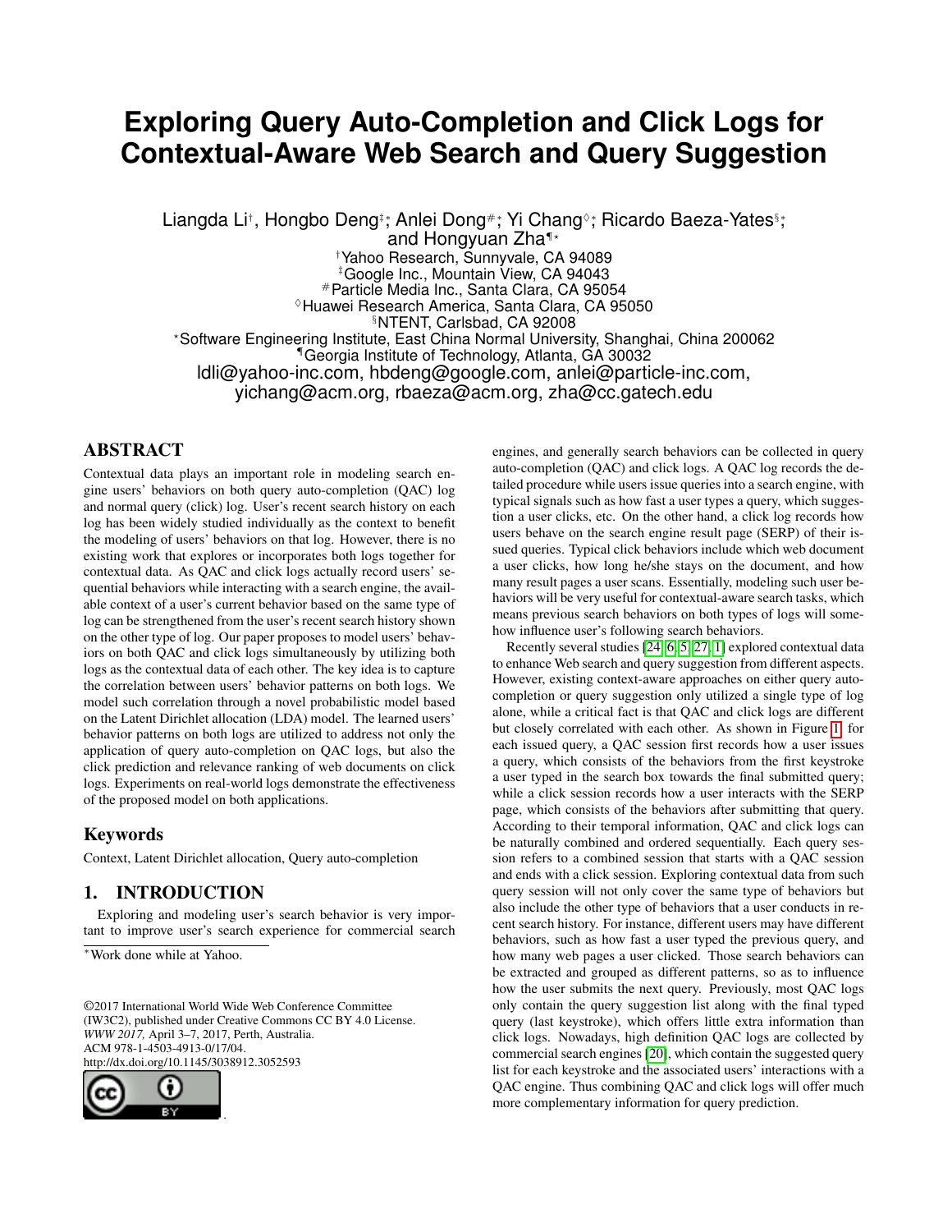# Exploring Query Auto-Completion and Click Logs for Contextual-Aware Web Search and Query Suggestion

Liangda Li[†], Hongbo Deng[‡]*, Anlei Dong[#]*, Yi Chang[◊]*, Ricardo Baeza-Yates[§]*, and Hongyuan Zha[¶⋆]

[†]Yahoo Research, Sunnyvale, CA 94089
[‡]Google Inc., Mountain View, CA 94043
[#]Particle Media Inc., Santa Clara, CA 95054
[◊]Huawei Research America, Santa Clara, CA 95050
[§]NTENT, Carlsbad, CA 92008
[⋆]Software Engineering Institute, East China Normal University, Shanghai, China 200062
[¶]Georgia Institute of Technology, Atlanta, GA 30032
ldli@yahoo-inc.com, hbdeng@google.com, anlei@particle-inc.com, yichang@acm.org, rbaeza@acm.org, zha@cc.gatech.edu

## ABSTRACT

Contextual data plays an important role in modeling search engine users' behaviors on both query auto-completion (QAC) log and normal query (click) log. User's recent search history on each log has been widely studied individually as the context to benefit the modeling of users' behaviors on that log. However, there is no existing work that explores or incorporates both logs together for contextual data. As QAC and click logs actually record users' sequential behaviors while interacting with a search engine, the available context of a user's current behavior based on the same type of log can be strengthened from the user's recent search history shown on the other type of log. Our paper proposes to model users' behaviors on both QAC and click logs simultaneously by utilizing both logs as the contextual data of each other. The key idea is to capture the correlation between users' behavior patterns on both logs. We model such correlation through a novel probabilistic model based on the Latent Dirichlet allocation (LDA) model. The learned users' behavior patterns on both logs are utilized to address not only the application of query auto-completion on QAC logs, but also the click prediction and relevance ranking of web documents on click logs. Experiments on real-world logs demonstrate the effectiveness of the proposed model on both applications.

### Keywords

Context, Latent Dirichlet allocation, Query auto-completion

## 1. INTRODUCTION

Exploring and modeling user's search behavior is very important to improve user's search experience for commercial search engines, and generally search behaviors can be collected in query auto-completion (QAC) and click logs. A QAC log records the detailed procedure while users issue queries into a search engine, with typical signals such as how fast a user types a query, which suggestion a user clicks, etc. On the other hand, a click log records how users behave on the search engine result page (SERP) of their issued queries. Typical click behaviors include which web document a user clicks, how long he/she stays on the document, and how many result pages a user scans. Essentially, modeling such user behaviors will be very useful for contextual-aware search tasks, which means previous search behaviors on both types of logs will somehow influence user's following search behaviors.

Recently several studies [24, 6, 5, 27, 1] explored contextual data to enhance Web search and query suggestion from different aspects. However, existing context-aware approaches on either query auto-completion or query suggestion only utilized a single type of log alone, while a critical fact is that QAC and click logs are different but closely correlated with each other. As shown in Figure 1, for each issued query, a QAC session first records how a user issues a query, which consists of the behaviors from the first keystroke a user typed in the search box towards the final submitted query; while a click session records how a user interacts with the SERP page, which consists of the behaviors after submitting that query. According to their temporal information, QAC and click logs can be naturally combined and ordered sequentially. Each query session refers to a combined session that starts with a QAC session and ends with a click session. Exploring contextual data from such query session will not only cover the same type of behaviors but also include the other type of behaviors that a user conducts in recent search history. For instance, different users may have different behaviors, such as how fast a user typed the previous query, and how many web pages a user clicked. Those search behaviors can be extracted and grouped as different patterns, so as to influence how the user submits the next query. Previously, most QAC logs only contain the query suggestion list along with the final typed query (last keystroke), which offers little extra information than click logs. Nowadays, high definition QAC logs are collected by commercial search engines [20], which contain the suggested query list for each keystroke and the associated users' interactions with a QAC engine. Thus combining QAC and click logs will offer much more complementary information for query prediction.

*Work done while at Yahoo.

©2017 International World Wide Web Conference Committee (IW3C2), published under Creative Commons CC BY 4.0 License.
*WWW 2017,* April 3–7, 2017, Perth, Australia.
ACM 978-1-4503-4913-0/17/04.
http://dx.doi.org/10.1145/3038912.3052593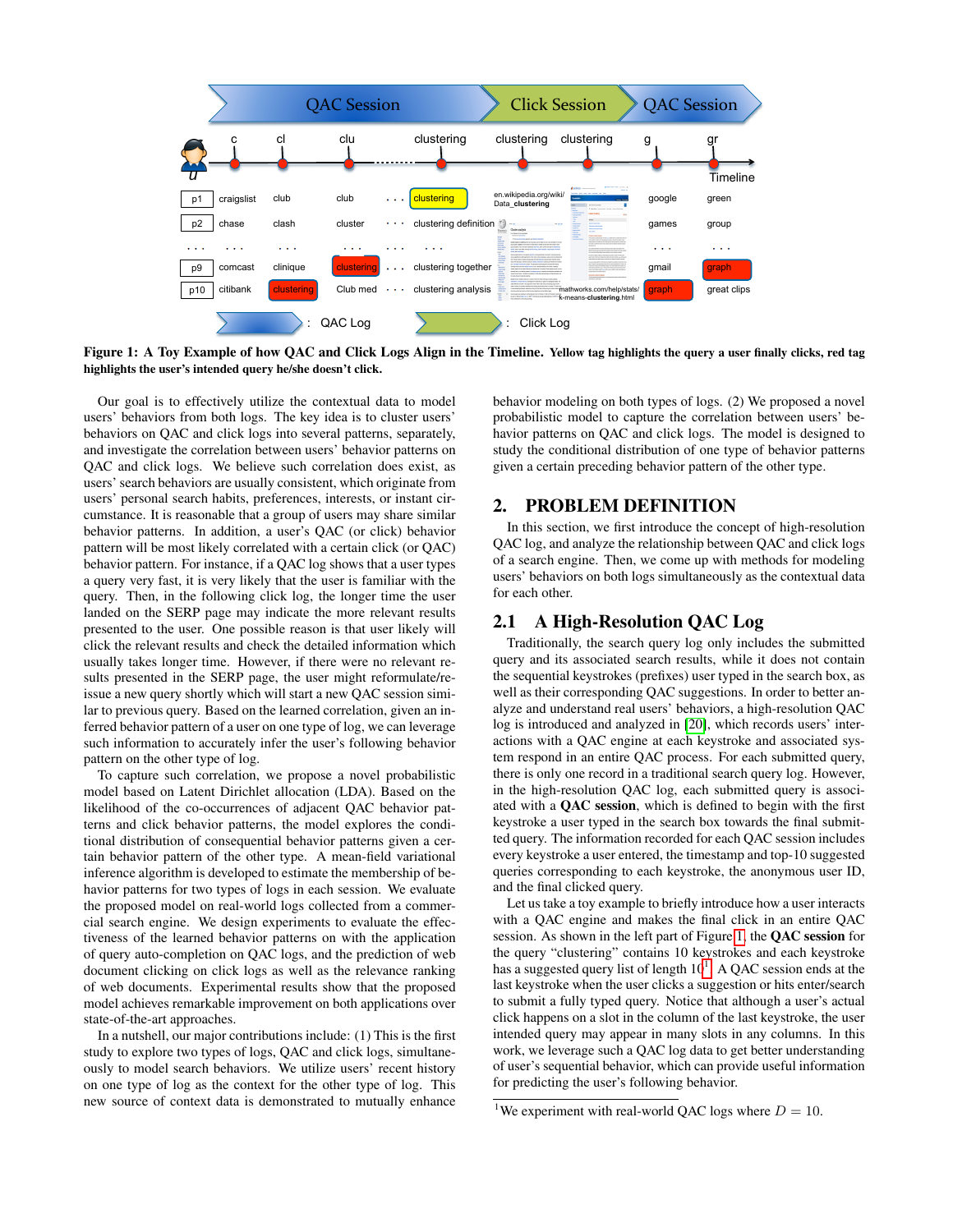QAC Session

Click Session

QAC Session

c

cl

clu

clustering

clustering

clustering

g

gr

Timeline

u

p1 craigslist club club clustering

p2 chase clash cluster clustering definition

p9 comcast clinique clustering clustering together

p10 citibank clustering Club med clustering analysis

en.wikipedia.org/wiki/Data_clustering

mathworks.com/help/stats/k-means-clustering.html

google green

games group

gmail graph

graph great clips

: QAC Log

: Click Log

**Figure 1: A Toy Example of how QAC and Click Logs Align in the Timeline.** **Yellow tag highlights the query a user finally clicks, red tag highlights the user's intended query he/she doesn't click.**

Our goal is to effectively utilize the contextual data to model users' behaviors from both logs. The key idea is to cluster users' behaviors on QAC and click logs into several patterns, separately, and investigate the correlation between users' behavior patterns on QAC and click logs. We believe such correlation does exist, as users' search behaviors are usually consistent, which originate from users' personal search habits, preferences, interests, or instant circumstance. It is reasonable that a group of users may share similar behavior patterns. In addition, a user's QAC (or click) behavior pattern will be most likely correlated with a certain click (or QAC) behavior pattern. For instance, if a QAC log shows that a user types a query very fast, it is very likely that the user is familiar with the query. Then, in the following click log, the longer time the user landed on the SERP page may indicate the more relevant results presented to the user. One possible reason is that user likely will click the relevant results and check the detailed information which usually takes longer time. However, if there were no relevant results presented in the SERP page, the user might reformulate/reissue a new query shortly which will start a new QAC session similar to previous query. Based on the learned correlation, given an inferred behavior pattern of a user on one type of log, we can leverage such information to accurately infer the user's following behavior pattern on the other type of log.

To capture such correlation, we propose a novel probabilistic model based on Latent Dirichlet allocation (LDA). Based on the likelihood of the co-occurrences of adjacent QAC behavior patterns and click behavior patterns, the model explores the conditional distribution of consequential behavior patterns given a certain behavior pattern of the other type. A mean-field variational inference algorithm is developed to estimate the membership of behavior patterns for two types of logs in each session. We evaluate the proposed model on real-world logs collected from a commercial search engine. We design experiments to evaluate the effectiveness of the learned behavior patterns on with the application of query auto-completion on QAC logs, and the prediction of web document clicking on click logs as well as the relevance ranking of web documents. Experimental results show that the proposed model achieves remarkable improvement on both applications over state-of-the-art approaches.

In a nutshell, our major contributions include: (1) This is the first study to explore two types of logs, QAC and click logs, simultaneously to model search behaviors. We utilize users' recent history on one type of log as the context for the other type of log. This new source of context data is demonstrated to mutually enhance behavior modeling on both types of logs. (2) We proposed a novel probabilistic model to capture the correlation between users' behavior patterns on QAC and click logs. The model is designed to study the conditional distribution of one type of behavior patterns given a certain preceding behavior pattern of the other type.

## 2. PROBLEM DEFINITION

In this section, we first introduce the concept of high-resolution QAC log, and analyze the relationship between QAC and click logs of a search engine. Then, we come up with methods for modeling users' behaviors on both logs simultaneously as the contextual data for each other.

### 2.1 A High-Resolution QAC Log

Traditionally, the search query log only includes the submitted query and its associated search results, while it does not contain the sequential keystrokes (prefixes) user typed in the search box, as well as their corresponding QAC suggestions. In order to better analyze and understand real users' behaviors, a high-resolution QAC log is introduced and analyzed in [20], which records users' interactions with a QAC engine at each keystroke and associated system respond in an entire QAC process. For each submitted query, there is only one record in a traditional search query log. However, in the high-resolution QAC log, each submitted query is associated with a **QAC session**, which is defined to begin with the first keystroke a user typed in the search box towards the final submitted query. The information recorded for each QAC session includes every keystroke a user entered, the timestamp and top-10 suggested queries corresponding to each keystroke, the anonymous user ID, and the final clicked query.

Let us take a toy example to briefly introduce how a user interacts with a QAC engine and makes the final click in an entire QAC session. As shown in the left part of Figure 1, the **QAC session** for the query "clustering" contains 10 keystrokes and each keystroke has a suggested query list of length 10[1]. A QAC session ends at the last keystroke when the user clicks a suggestion or hits enter/search to submit a fully typed query. Notice that although a user's actual click happens on a slot in the column of the last keystroke, the user intended query may appear in many slots in any columns. In this work, we leverage such a QAC log data to get better understanding of user's sequential behavior, which can provide useful information for predicting the user's following behavior.

[1]We experiment with real-world QAC logs where $D = 10$.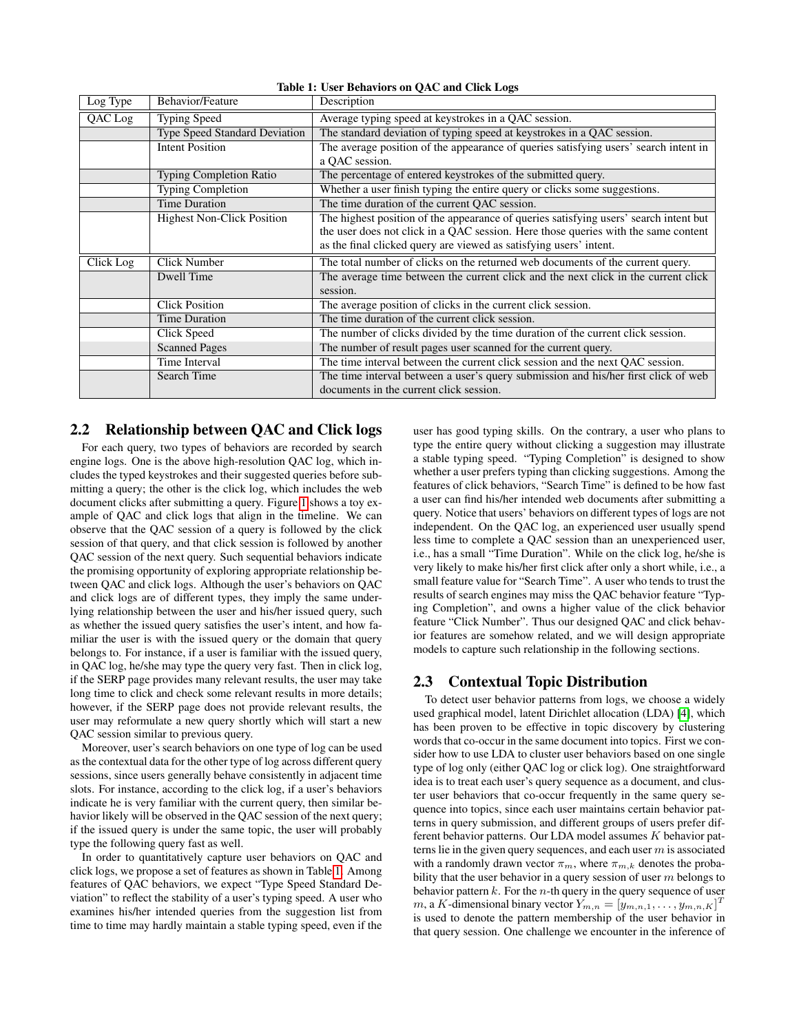**Table 1: User Behaviors on QAC and Click Logs**

| Log Type | Behavior/Feature | Description |
|---|---|---|
| QAC Log | Typing Speed | Average typing speed at keystrokes in a QAC session. |
| | Type Speed Standard Deviation | The standard deviation of typing speed at keystrokes in a QAC session. |
| | Intent Position | The average position of the appearance of queries satisfying users' search intent in a QAC session. |
| | Typing Completion Ratio | The percentage of entered keystrokes of the submitted query. |
| | Typing Completion | Whether a user finish typing the entire query or clicks some suggestions. |
| | Time Duration | The time duration of the current QAC session. |
| | Highest Non-Click Position | The highest position of the appearance of queries satisfying users' search intent but the user does not click in a QAC session. Here those queries with the same content as the final clicked query are viewed as satisfying users' intent. |
| Click Log | Click Number | The total number of clicks on the returned web documents of the current query. |
| | Dwell Time | The average time between the current click and the next click in the current click session. |
| | Click Position | The average position of clicks in the current click session. |
| | Time Duration | The time duration of the current click session. |
| | Click Speed | The number of clicks divided by the time duration of the current click session. |
| | Scanned Pages | The number of result pages user scanned for the current query. |
| | Time Interval | The time interval between the current click session and the next QAC session. |
| | Search Time | The time interval between a user's query submission and his/her first click of web documents in the current click session. |

## 2.2 Relationship between QAC and Click logs

For each query, two types of behaviors are recorded by search engine logs. One is the above high-resolution QAC log, which includes the typed keystrokes and their suggested queries before submitting a query; the other is the click log, which includes the web document clicks after submitting a query. Figure 1 shows a toy example of QAC and click logs that align in the timeline. We can observe that the QAC session of a query is followed by the click session of that query, and that click session is followed by another QAC session of the next query. Such sequential behaviors indicate the promising opportunity of exploring appropriate relationship between QAC and click logs. Although the user's behaviors on QAC and click logs are of different types, they imply the same underlying relationship between the user and his/her issued query, such as whether the issued query satisfies the user's intent, and how familiar the user is with the issued query or the domain that query belongs to. For instance, if a user is familiar with the issued query, in QAC log, he/she may type the query very fast. Then in click log, if the SERP page provides many relevant results, the user may take long time to click and check some relevant results in more details; however, if the SERP page does not provide relevant results, the user may reformulate a new query shortly which will start a new QAC session similar to previous query.

Moreover, user's search behaviors on one type of log can be used as the contextual data for the other type of log across different query sessions, since users generally behave consistently in adjacent time slots. For instance, according to the click log, if a user's behaviors indicate he is very familiar with the current query, then similar behavior likely will be observed in the QAC session of the next query; if the issued query is under the same topic, the user will probably type the following query fast as well.

In order to quantitatively capture user behaviors on QAC and click logs, we propose a set of features as shown in Table 1. Among features of QAC behaviors, we expect "Type Speed Standard Deviation" to reflect the stability of a user's typing speed. A user who examines his/her intended queries from the suggestion list from time to time may hardly maintain a stable typing speed, even if the user has good typing skills. On the contrary, a user who plans to type the entire query without clicking a suggestion may illustrate a stable typing speed. "Typing Completion" is designed to show whether a user prefers typing than clicking suggestions. Among the features of click behaviors, "Search Time" is defined to be how fast a user can find his/her intended web documents after submitting a query. Notice that users' behaviors on different types of logs are not independent. On the QAC log, an experienced user usually spend less time to complete a QAC session than an unexperienced user, i.e., has a small "Time Duration". While on the click log, he/she is very likely to make his/her first click after only a short while, i.e., a small feature value for "Search Time". A user who tends to trust the results of search engines may miss the QAC behavior feature "Typing Completion", and owns a higher value of the click behavior feature "Click Number". Thus our designed QAC and click behavior features are somehow related, and we will design appropriate models to capture such relationship in the following sections.

## 2.3 Contextual Topic Distribution

To detect user behavior patterns from logs, we choose a widely used graphical model, latent Dirichlet allocation (LDA) [4], which has been proven to be effective in topic discovery by clustering words that co-occur in the same document into topics. First we consider how to use LDA to cluster user behaviors based on one single type of log only (either QAC log or click log). One straightforward idea is to treat each user's query sequence as a document, and cluster user behaviors that co-occur frequently in the same query sequence into topics, since each user maintains certain behavior patterns in query submission, and different groups of users prefer different behavior patterns. Our LDA model assumes $K$ behavior patterns lie in the given query sequences, and each user $m$ is associated with a randomly drawn vector $\pi_m$, where $\pi_{m,k}$ denotes the probability that the user behavior in a query session of user $m$ belongs to behavior pattern $k$. For the $n$-th query in the query sequence of user $m$, a $K$-dimensional binary vector $Y_{m,n} = [y_{m,n,1}, \ldots, y_{m,n,K}]^T$ is used to denote the pattern membership of the user behavior in that query session. One challenge we encounter in the inference of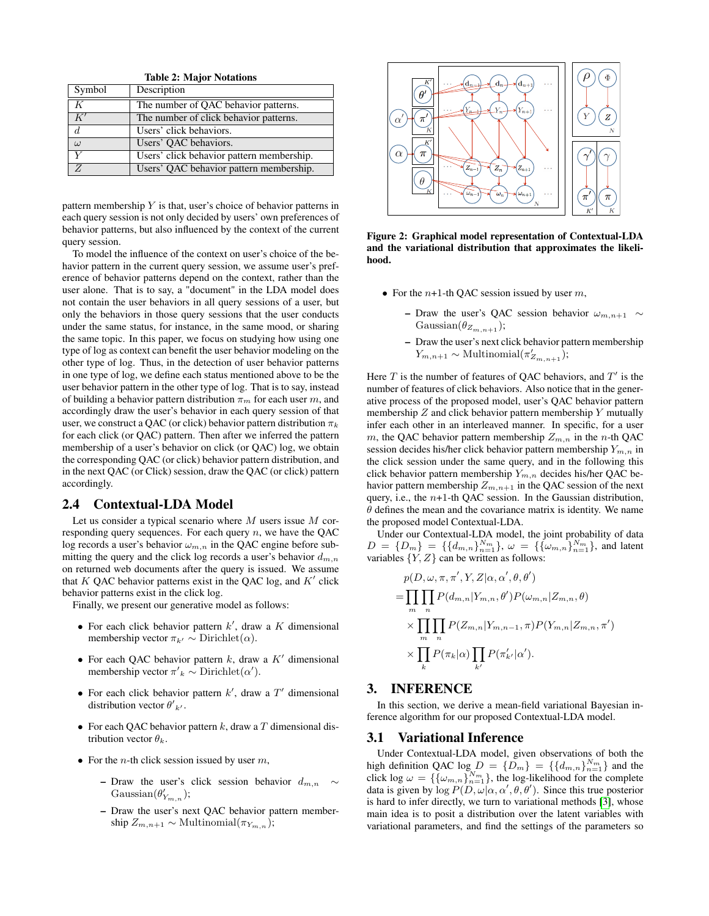**Table 2: Major Notations**

| Symbol | Description |
|---|---|
| $K$ | The number of QAC behavior patterns. |
| $K'$ | The number of click behavior patterns. |
| $d$ | Users' click behaviors. |
| $\omega$ | Users' QAC behaviors. |
| $Y$ | Users' click behavior pattern membership. |
| $Z$ | Users' QAC behavior pattern membership. |

pattern membership $Y$ is that, user's choice of behavior patterns in each query session is not only decided by users' own preferences of behavior patterns, but also influenced by the context of the current query session.

To model the influence of the context on user's choice of the behavior pattern in the current query session, we assume user's preference of behavior patterns depend on the context, rather than the user alone. That is to say, a "document" in the LDA model does not contain the user behaviors in all query sessions of a user, but only the behaviors in those query sessions that the user conducts under the same status, for instance, in the same mood, or sharing the same topic. In this paper, we focus on studying how using one type of log as context can benefit the user behavior modeling on the other type of log. Thus, in the detection of user behavior patterns in one type of log, we define each status mentioned above to be the user behavior pattern in the other type of log. That is to say, instead of building a behavior pattern distribution $\pi_m$ for each user $m$, and accordingly draw the user's behavior in each query session of that user, we construct a QAC (or click) behavior pattern distribution $\pi_k$ for each click (or QAC) pattern. Then after we inferred the pattern membership of a user's behavior on click (or QAC) log, we obtain the corresponding QAC (or click) behavior pattern distribution, and in the next QAC (or Click) session, draw the QAC (or click) pattern accordingly.

## 2.4 Contextual-LDA Model

Let us consider a typical scenario where $M$ users issue $M$ corresponding query sequences. For each query $n$, we have the QAC log records a user's behavior $\omega_{m,n}$ in the QAC engine before submitting the query and the click log records a user's behavior $d_{m,n}$ on returned web documents after the query is issued. We assume that $K$ QAC behavior patterns exist in the QAC log, and $K'$ click behavior patterns exist in the click log.

Finally, we present our generative model as follows:

- For each click behavior pattern $k'$, draw a $K$ dimensional membership vector $\pi_{k'} \sim \text{Dirichlet}(\alpha)$.
- For each QAC behavior pattern $k$, draw a $K'$ dimensional membership vector ${\pi'}_k \sim \text{Dirichlet}(\alpha')$.
- For each click behavior pattern $k'$, draw a $T'$ dimensional distribution vector ${\theta'}_{k'}$.
- For each QAC behavior pattern $k$, draw a $T$ dimensional distribution vector $\theta_k$.
- For the $n$-th click session issued by user $m$,
  - Draw the user's click session behavior $d_{m,n} \sim \text{Gaussian}(\theta'_{Y_{m,n}})$;
  - Draw the user's next QAC behavior pattern membership $Z_{m,n+1} \sim \text{Multinomial}(\pi_{Y_{m,n}})$;
- For the $n$+1-th QAC session issued by user $m$,
  - Draw the user's QAC session behavior $\omega_{m,n+1} \sim \text{Gaussian}(\theta_{Z_{m,n+1}})$;
  - Draw the user's next click behavior pattern membership $Y_{m,n+1} \sim \text{Multinomial}(\pi'_{Z_{m,n+1}})$;

**Figure 2: Graphical model representation of Contextual-LDA and the variational distribution that approximates the likelihood.**

Here $T$ is the number of features of QAC behaviors, and $T'$ is the number of features of click behaviors. Also notice that in the generative process of the proposed model, user's QAC behavior pattern membership $Z$ and click behavior pattern membership $Y$ mutually infer each other in an interleaved manner. In specific, for a user $m$, the QAC behavior pattern membership $Z_{m,n}$ in the $n$-th QAC session decides his/her click behavior pattern membership $Y_{m,n}$ in the click session under the same query, and in the following this click behavior pattern membership $Y_{m,n}$ decides his/her QAC behavior pattern membership $Z_{m,n+1}$ in the QAC session of the next query, i.e., the $n$+1-th QAC session. In the Gaussian distribution, $\theta$ defines the mean and the covariance matrix is identity. We name the proposed model Contextual-LDA.

Under our Contextual-LDA model, the joint probability of data $D = \{D_m\} = \{\{d_{m,n}\}_{n=1}^{N_m}\}$, $\omega = \{\{\omega_{m,n}\}_{n=1}^{N_m}\}$, and latent variables $\{Y, Z\}$ can be written as follows:

$$
\begin{aligned}
& p(D, \omega, \pi, \pi', Y, Z | \alpha, \alpha', \theta, \theta') \\
= & \prod_m \prod_n P(d_{m,n} | Y_{m,n}, \theta') P(\omega_{m,n} | Z_{m,n}, \theta) \\
& \times \prod_m \prod_n P(Z_{m,n} | Y_{m,n-1}, \pi) P(Y_{m,n} | Z_{m,n}, \pi') \\
& \times \prod_k P(\pi_k | \alpha) \prod_{k'} P(\pi'_{k'} | \alpha').
\end{aligned}
$$

# 3. INFERENCE

In this section, we derive a mean-field variational Bayesian inference algorithm for our proposed Contextual-LDA model.

## 3.1 Variational Inference

Under Contextual-LDA model, given observations of both the high definition QAC log $D = \{D_m\} = \{\{d_{m,n}\}_{n=1}^{N_m}\}$ and the click log $\omega = \{\{\omega_{m,n}\}_{n=1}^{N_m}\}$, the log-likelihood for the complete data is given by $\log P(D, \omega | \alpha, \alpha', \theta, \theta')$. Since this true posterior is hard to infer directly, we turn to variational methods [3], whose main idea is to posit a distribution over the latent variables with variational parameters, and find the settings of the parameters so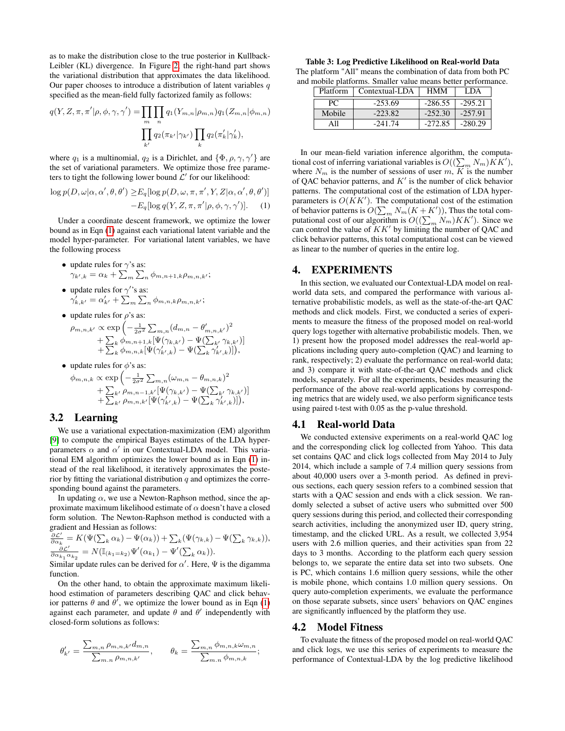as to make the distribution close to the true posterior in Kullback-Leibler (KL) divergence. In Figure 2, the right-hand part shows the variational distribution that approximates the data likelihood. Our paper chooses to introduce a distribution of latent variables $q$ specified as the mean-field fully factorized family as follows:

$$q(Y, Z, \pi, \pi'|\rho, \phi, \gamma, \gamma') = \prod_m \prod_n q_1(Y_{m,n}|\rho_{m,n}) q_1(Z_{m,n}|\phi_{m,n}) \prod_{k'} q_2(\pi_{k'}|\gamma_{k'}) \prod_k q_2(\pi'_k|\gamma'_k),$$

where $q_1$ is a multinomial, $q_2$ is a Dirichlet, and $\{\Phi, \rho, \gamma, \gamma'\}$ are the set of variational parameters. We optimize those free parameters to tight the following lower bound $\mathcal{L}'$ for our likelihood:

$$\log p(D, \omega|\alpha, \alpha', \theta, \theta') \geq E_q[\log p(D, \omega, \pi, \pi', Y, Z|\alpha, \alpha', \theta, \theta')] - E_q[\log q(Y, Z, \pi, \pi'|\rho, \phi, \gamma, \gamma')]. \quad (1)$$

Under a coordinate descent framework, we optimize the lower bound as in Eqn (1) against each variational latent variable and the model hyper-parameter. For variational latent variables, we have the following process

- update rules for $\gamma$'s as:
  $\gamma_{k',k} = \alpha_k + \sum_m \sum_n \phi_{m,n+1,k} \rho_{m,n,k'}$;
- update rules for $\gamma'$'s as:
  $\gamma'_{k,k'} = \alpha'_{k'} + \sum_m \sum_n \phi_{m,n,k} \rho_{m,n,k'}$;
- update rules for $\rho$'s as:
  $$\rho_{m,n,k'} \propto \exp\Big(-\frac{1}{2\sigma^2}\sum_{m,n}(d_{m,n} - \theta'_{m,n,k'})^2 + \sum_k \phi_{m,n+1,k}[\Psi(\gamma_{k,k'}) - \Psi(\sum_{k'} \gamma_{k,k'})] + \sum_k \phi_{m,n,k}[\Psi(\gamma'_{k',k}) - \Psi(\sum_k \gamma'_{k',k})]\Big),$$
- update rules for $\phi$'s as:
  $$\phi_{m,n,k} \propto \exp\Big(-\frac{1}{2\sigma^2}\sum_{m,n}(\omega_{m,n} - \theta_{m,n,k})^2 + \sum_{k'} \rho_{m,n-1,k'}[\Psi(\gamma_{k,k'}) - \Psi(\sum_{k'} \gamma_{k,k'})] + \sum_{k'} \rho_{m,n,k'}[\Psi(\gamma'_{k',k}) - \Psi(\sum_k \gamma'_{k',k})]\Big),$$

## 3.2 Learning

We use a variational expectation-maximization (EM) algorithm [9] to compute the empirical Bayes estimates of the LDA hyper-parameters $\alpha$ and $\alpha'$ in our Contextual-LDA model. This variational EM algorithm optimizes the lower bound as in Eqn (1) instead of the real likelihood, it iteratively approximates the posterior by fitting the variational distribution $q$ and optimizes the corresponding bound against the parameters.

In updating $\alpha$, we use a Newton-Raphson method, since the approximate maximum likelihood estimate of $\alpha$ doesn't have a closed form solution. The Newton-Raphson method is conducted with a gradient and Hessian as follows:

$$\frac{\partial \mathcal{L}'}{\partial \alpha_k} = K(\Psi(\sum_k \alpha_k) - \Psi(\alpha_k)) + \sum_k (\Psi(\gamma_{k,k}) - \Psi(\sum_k \gamma_{k,k})),$$
$$\frac{\partial \mathcal{L}'}{\partial \alpha_{k_1} \alpha_{k_2}} = N(\mathbb{I}_{(k_1=k_2)} \Psi'(\alpha_{k_1}) - \Psi'(\sum_k \alpha_k)).$$

Similar update rules can be derived for $\alpha'$. Here, $\Psi$ is the digamma function.

On the other hand, to obtain the approximate maximum likelihood estimation of parameters describing QAC and click behavior patterns $\theta$ and $\theta'$, we optimize the lower bound as in Eqn (1) against each parameter, and update $\theta$ and $\theta'$ independently with closed-form solutions as follows:

$$\theta'_{k'} = \frac{\sum_{m,n} \rho_{m,n,k'} d_{m,n}}{\sum_{m,n} \rho_{m,n,k'}}, \qquad \theta_k = \frac{\sum_{m,n} \phi_{m,n,k} \omega_{m,n}}{\sum_{m,n} \phi_{m,n,k}};$$

**Table 3: Log Predictive Likelihood on Real-world Data**
The platform "All" means the combination of data from both PC and mobile platforms. Smaller value means better performance.

| Platform | Contextual-LDA | HMM | LDA |
|---|---|---|---|
| PC | -253.69 | -286.55 | -295.21 |
| Mobile | -223.82 | -252.30 | -257.91 |
| All | -241.74 | -272.85 | -280.29 |

In our mean-field variation inference algorithm, the computational cost of inferring variational variables is $O((\sum_m N_m)KK')$, where $N_m$ is the number of sessions of user $m$, $K$ is the number of QAC behavior patterns, and $K'$ is the number of click behavior patterns. The computational cost of the estimation of LDA hyper-parameters is $O(KK')$. The computational cost of the estimation of behavior patterns is $O(\sum_m N_m(K + K'))$, Thus the total computational cost of our algorithm is $O((\sum_m N_m)KK')$. Since we can control the value of $KK'$ by limiting the number of QAC and click behavior patterns, this total computational cost can be viewed as linear to the number of queries in the entire log.

# 4. EXPERIMENTS

In this section, we evaluated our Contextual-LDA model on real-world data sets, and compared the performance with various alternative probabilistic models, as well as the state-of-the-art QAC methods and click models. First, we conducted a series of experiments to measure the fitness of the proposed model on real-world query logs together with alternative probabilistic models. Then, we 1) present how the proposed model addresses the real-world applications including query auto-completion (QAC) and learning to rank, respectively; 2) evaluate the performance on real-world data; and 3) compare it with state-of-the-art QAC methods and click models, separately. For all the experiments, besides measuring the performance of the above real-world applications by corresponding metrics that are widely used, we also perform significance tests using paired t-test with 0.05 as the p-value threshold.

## 4.1 Real-world Data

We conducted extensive experiments on a real-world QAC log and the corresponding click log collected from Yahoo. This data set contains QAC and click logs collected from May 2014 to July 2014, which include a sample of 7.4 million query sessions from about 40,000 users over a 3-month period. As defined in previous sections, each query session refers to a combined session that starts with a QAC session and ends with a click session. We randomly selected a subset of active users who submitted over 500 query sessions during this period, and collected their corresponding search activities, including the anonymized user ID, query string, timestamp, and the clicked URL. As a result, we collected 3,954 users with 2.6 million queries, and their activities span from 22 days to 3 months. According to the platform each query session belongs to, we separate the entire data set into two subsets. One is PC, which contains 1.6 million query sessions, while the other is mobile phone, which contains 1.0 million query sessions. On query auto-completion experiments, we evaluate the performance on those separate subsets, since users' behaviors on QAC engines are significantly influenced by the platform they use.

## 4.2 Model Fitness

To evaluate the fitness of the proposed model on real-world QAC and click logs, we use this series of experiments to measure the performance of Contextual-LDA by the log predictive likelihood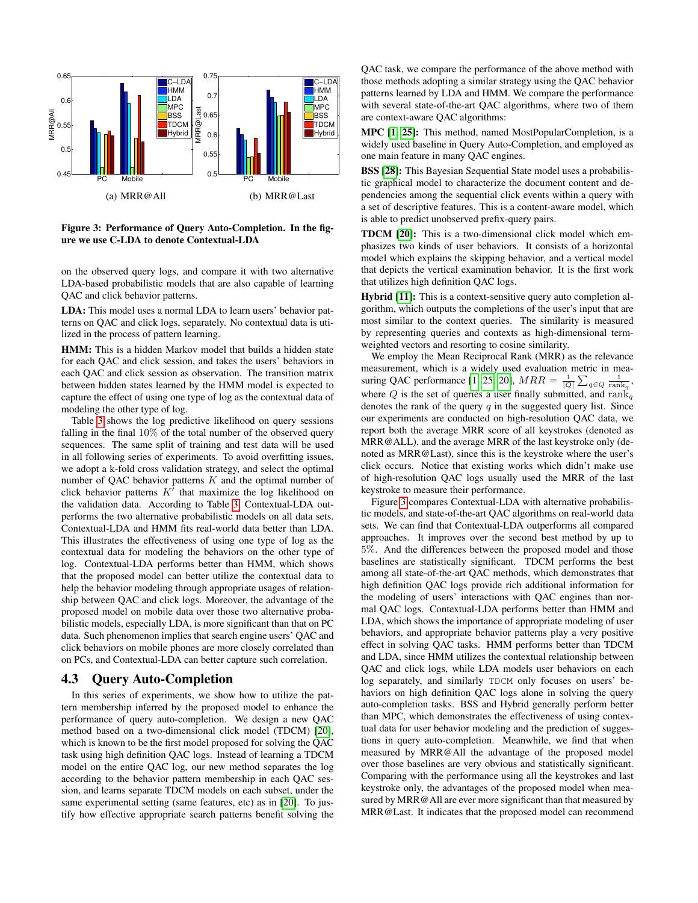0.65
0.6
0.55
0.5
0.45
MRR@All
PC
Mobile
C–LDA
HMM
LDA
MPC
BSS
TDCM
Hybrid

(a) MRR@All

0.75
0.7
0.65
0.6
0.55
0.5
MRR@Last
PC
Mobile
C–LDA
HMM
LDA
MPC
BSS
TDCM
Hybrid

(b) MRR@Last

**Figure 3: Performance of Query Auto-Completion. In the figure we use C-LDA to denote Contextual-LDA**

on the observed query logs, and compare it with two alternative LDA-based probabilistic models that are also capable of learning QAC and click behavior patterns.

**LDA:** This model uses a normal LDA to learn users' behavior patterns on QAC and click logs, separately. No contextual data is utilized in the process of pattern learning.

**HMM:** This is a hidden Markov model that builds a hidden state for each QAC and click session, and takes the users' behaviors in each QAC and click session as observation. The transition matrix between hidden states learned by the HMM model is expected to capture the effect of using one type of log as the contextual data of modeling the other type of log.

Table 3 shows the log predictive likelihood on query sessions falling in the final 10% of the total number of the observed query sequences. The same split of training and test data will be used in all following series of experiments. To avoid overfitting issues, we adopt a k-fold cross validation strategy, and select the optimal number of QAC behavior patterns $K$ and the optimal number of click behavior patterns $K'$ that maximize the log likelihood on the validation data. According to Table 3, Contextual-LDA outperforms the two alternative probabilistic models on all data sets. Contextual-LDA and HMM fits real-world data better than LDA. This illustrates the effectiveness of using one type of log as the contextual data for modeling the behaviors on the other type of log. Contextual-LDA performs better than HMM, which shows that the proposed model can better utilize the contextual data to help the behavior modeling through appropriate usages of relationship between QAC and click logs. Moreover, the advantage of the proposed model on mobile data over those two alternative probabilistic models, especially LDA, is more significant than that on PC data. Such phenomenon implies that search engine users' QAC and click behaviors on mobile phones are more closely correlated than on PCs, and Contextual-LDA can better capture such correlation.

### 4.3 Query Auto-Completion

In this series of experiments, we show how to utilize the pattern membership inferred by the proposed model to enhance the performance of query auto-completion. We design a new QAC method based on a two-dimensional click model (TDCM) [20], which is known to be the first model proposed for solving the QAC task using high definition QAC logs. Instead of learning a TDCM model on the entire QAC log, our new method separates the log according to the behavior pattern membership in each QAC session, and learns separate TDCM models on each subset, under the same experimental setting (same features, etc) as in [20]. To justify how effective appropriate search patterns benefit solving the QAC task, we compare the performance of the above method with those methods adopting a similar strategy using the QAC behavior patterns learned by LDA and HMM. We compare the performance with several state-of-the-art QAC algorithms, where two of them are context-aware QAC algorithms:

**MPC [1, 25]:** This method, named MostPopularCompletion, is a widely used baseline in Query Auto-Completion, and employed as one main feature in many QAC engines.

**BSS [28]:** This Bayesian Sequential State model uses a probabilistic graphical model to characterize the document content and dependencies among the sequential click events within a query with a set of descriptive features. This is a content-aware model, which is able to predict unobserved prefix-query pairs.

**TDCM [20]:** This is a two-dimensional click model which emphasizes two kinds of user behaviors. It consists of a horizontal model which explains the skipping behavior, and a vertical model that depicts the vertical examination behavior. It is the first work that utilizes high definition QAC logs.

**Hybrid [11]:** This is a context-sensitive query auto completion algorithm, which outputs the completions of the user's input that are most similar to the context queries. The similarity is measured by representing queries and contexts as high-dimensional term-weighted vectors and resorting to cosine similarity.

We employ the Mean Reciprocal Rank (MRR) as the relevance measurement, which is a widely used evaluation metric in measuring QAC performance [1, 25, 20], $MRR = \frac{1}{|Q|}\sum_{q \in Q}\frac{1}{\text{rank}_q}$, where $Q$ is the set of queries a user finally submitted, and $\text{rank}_q$ denotes the rank of the query $q$ in the suggested query list. Since our experiments are conducted on high-resolution QAC data, we report both the average MRR score of all keystrokes (denoted as MRR@ALL), and the average MRR of the last keystroke only (denoted as MRR@Last), since this is the keystroke where the user's click occurs. Notice that existing works which didn't make use of high-resolution QAC logs usually used the MRR of the last keystroke to measure their performance.

Figure 3 compares Contextual-LDA with alternative probabilistic models, and state-of-the-art QAC algorithms on real-world data sets. We can find that Contextual-LDA outperforms all compared approaches. It improves over the second best method by up to 5%. And the differences between the proposed model and those baselines are statistically significant. TDCM performs the best among all state-of-the-art QAC methods, which demonstrates that high definition QAC logs provide rich additional information for the modeling of users' interactions with QAC engines than normal QAC logs. Contextual-LDA performs better than HMM and LDA, which shows the importance of appropriate modeling of user behaviors, and appropriate behavior patterns play a very positive effect in solving QAC tasks. HMM performs better than TDCM and LDA, since HMM utilizes the contextual relationship between QAC and click logs, while LDA models user behaviors on each log separately, and similarly TDCM only focuses on users' behaviors on high definition QAC logs alone in solving the query auto-completion tasks. BSS and Hybrid generally perform better than MPC, which demonstrates the effectiveness of using contextual data for user behavior modeling and the prediction of suggestions in query auto-completion. Meanwhile, we find that when measured by MRR@All the advantage of the proposed model over those baselines are very obvious and statistically significant. Comparing with the performance using all the keystrokes and last keystroke only, the advantages of the proposed model when measured by MRR@All are ever more significant than that measured by MRR@Last. It indicates that the proposed model can recommend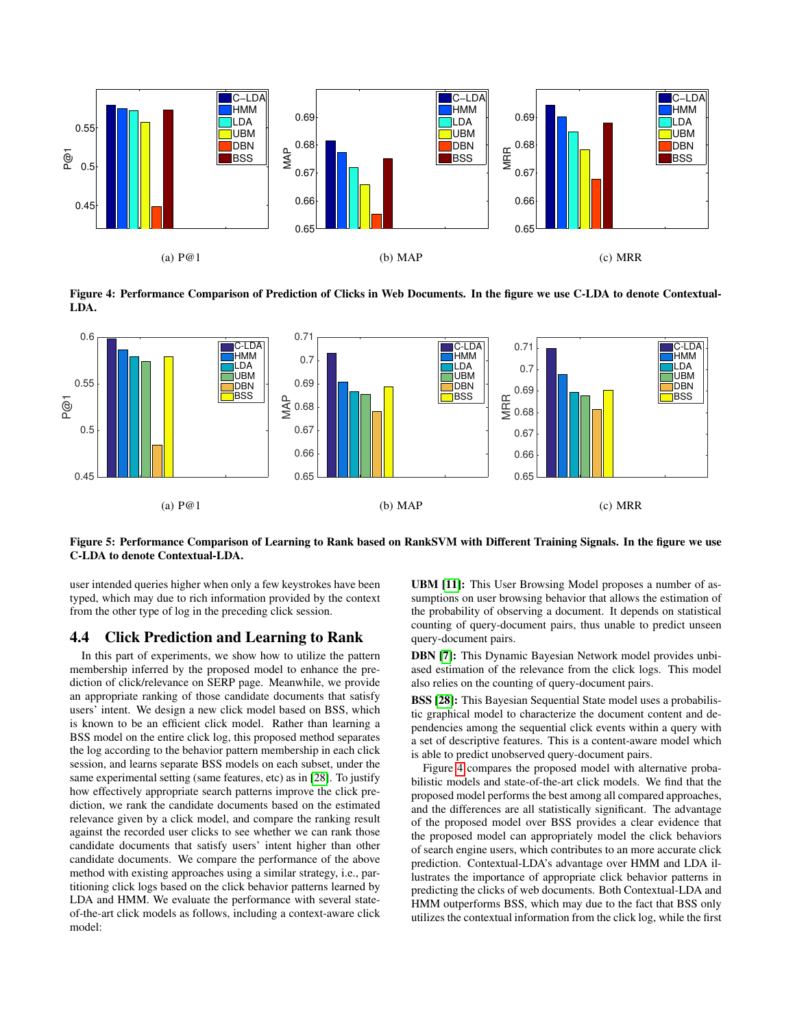C−LDA
HMM
LDA
UBM
DBN
BSS

P@1

0.55
0.5
0.45

(a) P@1

C−LDA
HMM
LDA
UBM
DBN
BSS

MAP

0.69
0.68
0.67
0.66
0.65

(b) MAP

C−LDA
HMM
LDA
UBM
DBN
BSS

MRR

0.69
0.68
0.67
0.66
0.65

(c) MRR

**Figure 4: Performance Comparison of Prediction of Clicks in Web Documents. In the figure we use C-LDA to denote Contextual-LDA.**

C-LDA
HMM
LDA
UBM
DBN
BSS

P@1

0.6
0.55
0.5
0.45

(a) P@1

C-LDA
HMM
LDA
UBM
DBN
BSS

MAP

0.71
0.7
0.69
0.68
0.67
0.66
0.65

(b) MAP

C-LDA
HMM
LDA
UBM
DBN
BSS

MRR

0.71
0.7
0.69
0.68
0.67
0.66
0.65

(c) MRR

**Figure 5: Performance Comparison of Learning to Rank based on RankSVM with Different Training Signals. In the figure we use C-LDA to denote Contextual-LDA.**

user intended queries higher when only a few keystrokes have been typed, which may due to rich information provided by the context from the other type of log in the preceding click session.

## 4.4 Click Prediction and Learning to Rank

In this part of experiments, we show how to utilize the pattern membership inferred by the proposed model to enhance the prediction of click/relevance on SERP page. Meanwhile, we provide an appropriate ranking of those candidate documents that satisfy users' intent. We design a new click model based on BSS, which is known to be an efficient click model. Rather than learning a BSS model on the entire click log, this proposed method separates the log according to the behavior pattern membership in each click session, and learns separate BSS models on each subset, under the same experimental setting (same features, etc) as in [28]. To justify how effectively appropriate search patterns improve the click prediction, we rank the candidate documents based on the estimated relevance given by a click model, and compare the ranking result against the recorded user clicks to see whether we can rank those candidate documents that satisfy users' intent higher than other candidate documents. We compare the performance of the above method with existing approaches using a similar strategy, i.e., partitioning click logs based on the click behavior patterns learned by LDA and HMM. We evaluate the performance with several state-of-the-art click models as follows, including a context-aware click model:

**UBM [11]:** This User Browsing Model proposes a number of assumptions on user browsing behavior that allows the estimation of the probability of observing a document. It depends on statistical counting of query-document pairs, thus unable to predict unseen query-document pairs.

**DBN [7]:** This Dynamic Bayesian Network model provides unbiased estimation of the relevance from the click logs. This model also relies on the counting of query-document pairs.

**BSS [28]:** This Bayesian Sequential State model uses a probabilistic graphical model to characterize the document content and dependencies among the sequential click events within a query with a set of descriptive features. This is a content-aware model which is able to predict unobserved query-document pairs.

Figure 4 compares the proposed model with alternative probabilistic models and state-of-the-art click models. We find that the proposed model performs the best among all compared approaches, and the differences are all statistically significant. The advantage of the proposed model over BSS provides a clear evidence that the proposed model can appropriately model the click behaviors of search engine users, which contributes to an more accurate click prediction. Contextual-LDA's advantage over HMM and LDA illustrates the importance of appropriate click behavior patterns in predicting the clicks of web documents. Both Contextual-LDA and HMM outperforms BSS, which may due to the fact that BSS only utilizes the contextual information from the click log, while the first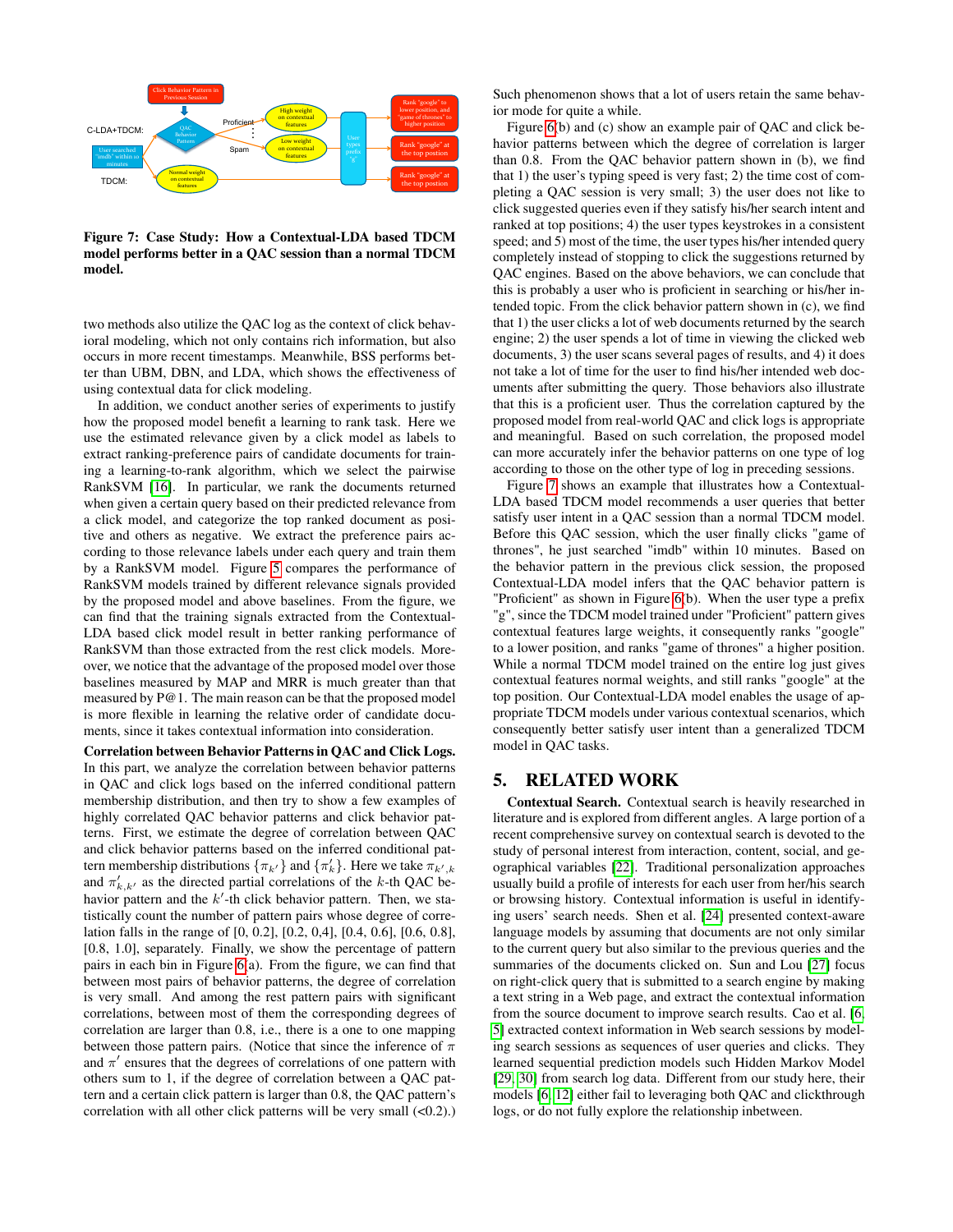C-LDA+TDCM:

TDCM:

Click Behavior Pattern in Previous Session

User searched "imdb" within 10 minutes

QAC Behavior Pattern

Proficient

Spam

High weight on contextual features

Low weight on contextual features

Normal weight on contextual features

User types prefix "g"

Rank "google" to lower position, and "game of thrones" to higher position

Rank "google" at the top position

Rank "google" at the top position

**Figure 7: Case Study: How a Contextual-LDA based TDCM model performs better in a QAC session than a normal TDCM model.**

two methods also utilize the QAC log as the context of click behavioral modeling, which not only contains rich information, but also occurs in more recent timestamps. Meanwhile, BSS performs better than UBM, DBN, and LDA, which shows the effectiveness of using contextual data for click modeling.

In addition, we conduct another series of experiments to justify how the proposed model benefit a learning to rank task. Here we use the estimated relevance given by a click model as labels to extract ranking-preference pairs of candidate documents for training a learning-to-rank algorithm, which we select the pairwise RankSVM [16]. In particular, we rank the documents returned when given a certain query based on their predicted relevance from a click model, and categorize the top ranked document as positive and others as negative. We extract the preference pairs according to those relevance labels under each query and train them by a RankSVM model. Figure 5 compares the performance of RankSVM models trained by different relevance signals provided by the proposed model and above baselines. From the figure, we can find that the training signals extracted from the Contextual-LDA based click model result in better ranking performance of RankSVM than those extracted from the rest click models. Moreover, we notice that the advantage of the proposed model over those baselines measured by MAP and MRR is much greater than that measured by P@1. The main reason can be that the proposed model is more flexible in learning the relative order of candidate documents, since it takes contextual information into consideration.

**Correlation between Behavior Patterns in QAC and Click Logs.** In this part, we analyze the correlation between behavior patterns in QAC and click logs based on the inferred conditional pattern membership distribution, and then try to show a few examples of highly correlated QAC behavior patterns and click behavior patterns. First, we estimate the degree of correlation between QAC and click behavior patterns based on the inferred conditional pattern membership distributions $\{\pi_{k'}\}$ and $\{\pi'_k\}$. Here we take $\pi_{k',k}$ and $\pi'_{k,k'}$ as the directed partial correlations of the $k$-th QAC behavior pattern and the $k'$-th click behavior pattern. Then, we statistically count the number of pattern pairs whose degree of correlation falls in the range of [0, 0.2], [0.2, 0,4], [0.4, 0.6], [0.6, 0.8], [0.8, 1.0], separately. Finally, we show the percentage of pattern pairs in each bin in Figure 6(a). From the figure, we can find that between most pairs of behavior patterns, the degree of correlation is very small. And among the rest pattern pairs with significant correlations, between most of them the corresponding degrees of correlation are larger than 0.8, i.e., there is a one to one mapping between those pattern pairs. (Notice that since the inference of $\pi$ and $\pi'$ ensures that the degrees of correlations of one pattern with others sum to 1, if the degree of correlation between a QAC pattern and a certain click pattern is larger than 0.8, the QAC pattern's correlation with all other click patterns will be very small (<0.2).) Such phenomenon shows that a lot of users retain the same behavior mode for quite a while.

Figure 6(b) and (c) show an example pair of QAC and click behavior patterns between which the degree of correlation is larger than 0.8. From the QAC behavior pattern shown in (b), we find that 1) the user's typing speed is very fast; 2) the time cost of completing a QAC session is very small; 3) the user does not like to click suggested queries even if they satisfy his/her search intent and ranked at top positions; 4) the user types keystrokes in a consistent speed; and 5) most of the time, the user types his/her intended query completely instead of stopping to click the suggestions returned by QAC engines. Based on the above behaviors, we can conclude that this is probably a user who is proficient in searching or his/her intended topic. From the click behavior pattern shown in (c), we find that 1) the user clicks a lot of web documents returned by the search engine; 2) the user spends a lot of time in viewing the clicked web documents, 3) the user scans several pages of results, and 4) it does not take a lot of time for the user to find his/her intended web documents after submitting the query. Those behaviors also illustrate that this is a proficient user. Thus the correlation captured by the proposed model from real-world QAC and click logs is appropriate and meaningful. Based on such correlation, the proposed model can more accurately infer the behavior patterns on one type of log according to those on the other type of log in preceding sessions.

Figure 7 shows an example that illustrates how a Contextual-LDA based TDCM model recommends a user queries that better satisfy user intent in a QAC session than a normal TDCM model. Before this QAC session, which the user finally clicks "game of thrones", he just searched "imdb" within 10 minutes. Based on the behavior pattern in the previous click session, the proposed Contextual-LDA model infers that the QAC behavior pattern is "Proficient" as shown in Figure 6(b). When the user type a prefix "g", since the TDCM model trained under "Proficient" pattern gives contextual features large weights, it consequently ranks "google" to a lower position, and ranks "game of thrones" a higher position. While a normal TDCM model trained on the entire log just gives contextual features normal weights, and still ranks "google" at the top position. Our Contextual-LDA model enables the usage of appropriate TDCM models under various contextual scenarios, which consequently better satisfy user intent than a generalized TDCM model in QAC tasks.

## 5. RELATED WORK

**Contextual Search.** Contextual search is heavily researched in literature and is explored from different angles. A large portion of a recent comprehensive survey on contextual search is devoted to the study of personal interest from interaction, content, social, and geographical variables [22]. Traditional personalization approaches usually build a profile of interests for each user from her/his search or browsing history. Contextual information is useful in identifying users' search needs. Shen et al. [24] presented context-aware language models by assuming that documents are not only similar to the current query but also similar to the previous queries and the summaries of the documents clicked on. Sun and Lou [27] focus on right-click query that is submitted to a search engine by making a text string in a Web page, and extract the contextual information from the source document to improve search results. Cao et al. [6, 5] extracted context information in Web search sessions by modeling search sessions as sequences of user queries and clicks. They learned sequential prediction models such Hidden Markov Model [29, 30] from search log data. Different from our study here, their models [6, 12] either fail to leveraging both QAC and clickthrough logs, or do not fully explore the relationship inbetween.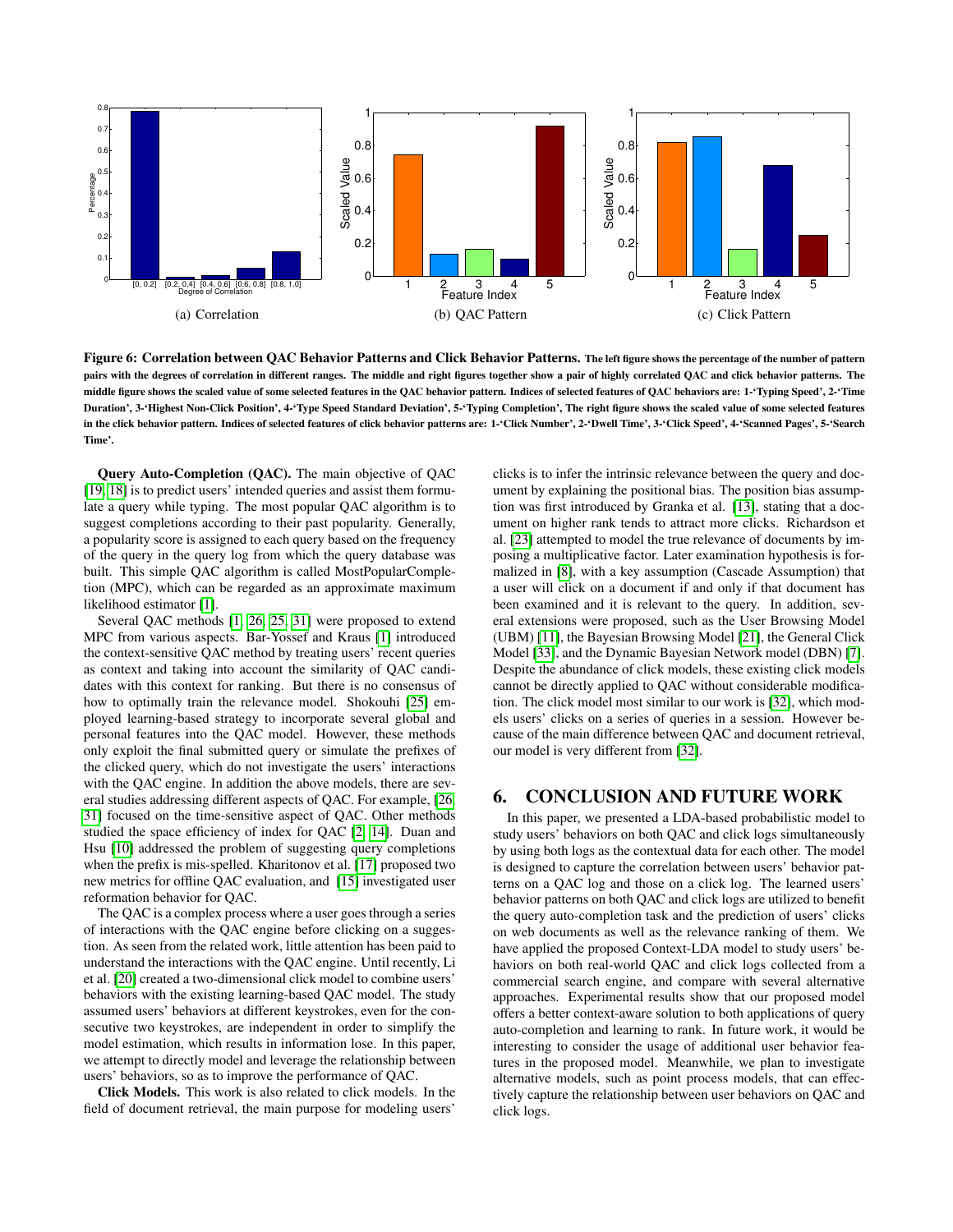(a) Correlation

(b) QAC Pattern

(c) Click Pattern

**Figure 6: Correlation between QAC Behavior Patterns and Click Behavior Patterns.** **The left figure shows the percentage of the number of pattern pairs with the degrees of correlation in different ranges. The middle and right figures together show a pair of highly correlated QAC and click behavior patterns. The middle figure shows the scaled value of some selected features in the QAC behavior pattern. Indices of selected features of QAC behaviors are: 1-'Typing Speed', 2-'Time Duration', 3-'Highest Non-Click Position', 4-'Type Speed Standard Deviation', 5-'Typing Completion', The right figure shows the scaled value of some selected features in the click behavior pattern. Indices of selected features of click behavior patterns are: 1-'Click Number', 2-'Dwell Time', 3-'Click Speed', 4-'Scanned Pages', 5-'Search Time'.**

**Query Auto-Completion (QAC).** The main objective of QAC [19, 18] is to predict users' intended queries and assist them formulate a query while typing. The most popular QAC algorithm is to suggest completions according to their past popularity. Generally, a popularity score is assigned to each query based on the frequency of the query in the query log from which the query database was built. This simple QAC algorithm is called MostPopularCompletion (MPC), which can be regarded as an approximate maximum likelihood estimator [1].

Several QAC methods [1, 26, 25, 31] were proposed to extend MPC from various aspects. Bar-Yossef and Kraus [1] introduced the context-sensitive QAC method by treating users' recent queries as context and taking into account the similarity of QAC candidates with this context for ranking. But there is no consensus of how to optimally train the relevance model. Shokouhi [25] employed learning-based strategy to incorporate several global and personal features into the QAC model. However, these methods only exploit the final submitted query or simulate the prefixes of the clicked query, which do not investigate the users' interactions with the QAC engine. In addition the above models, there are several studies addressing different aspects of QAC. For example, [26, 31] focused on the time-sensitive aspect of QAC. Other methods studied the space efficiency of index for QAC [2, 14]. Duan and Hsu [10] addressed the problem of suggesting query completions when the prefix is mis-spelled. Kharitonov et al. [17] proposed two new metrics for offline QAC evaluation, and [15] investigated user reformation behavior for QAC.

The QAC is a complex process where a user goes through a series of interactions with the QAC engine before clicking on a suggestion. As seen from the related work, little attention has been paid to understand the interactions with the QAC engine. Until recently, Li et al. [20] created a two-dimensional click model to combine users' behaviors with the existing learning-based QAC model. The study assumed users' behaviors at different keystrokes, even for the consecutive two keystrokes, are independent in order to simplify the model estimation, which results in information lose. In this paper, we attempt to directly model and leverage the relationship between users' behaviors, so as to improve the performance of QAC.

**Click Models.** This work is also related to click models. In the field of document retrieval, the main purpose for modeling users' clicks is to infer the intrinsic relevance between the query and document by explaining the positional bias. The position bias assumption was first introduced by Granka et al. [13], stating that a document on higher rank tends to attract more clicks. Richardson et al. [23] attempted to model the true relevance of documents by imposing a multiplicative factor. Later examination hypothesis is formalized in [8], with a key assumption (Cascade Assumption) that a user will click on a document if and only if that document has been examined and it is relevant to the query. In addition, several extensions were proposed, such as the User Browsing Model (UBM) [11], the Bayesian Browsing Model [21], the General Click Model [33], and the Dynamic Bayesian Network model (DBN) [7]. Despite the abundance of click models, these existing click models cannot be directly applied to QAC without considerable modification. The click model most similar to our work is [32], which models users' clicks on a series of queries in a session. However because of the main difference between QAC and document retrieval, our model is very different from [32].

## 6. CONCLUSION AND FUTURE WORK

In this paper, we presented a LDA-based probabilistic model to study users' behaviors on both QAC and click logs simultaneously by using both logs as the contextual data for each other. The model is designed to capture the correlation between users' behavior patterns on a QAC log and those on a click log. The learned users' behavior patterns on both QAC and click logs are utilized to benefit the query auto-completion task and the prediction of users' clicks on web documents as well as the relevance ranking of them. We have applied the proposed Context-LDA model to study users' behaviors on both real-world QAC and click logs collected from a commercial search engine, and compare with several alternative approaches. Experimental results show that our proposed model offers a better context-aware solution to both applications of query auto-completion and learning to rank. In future work, it would be interesting to consider the usage of additional user behavior features in the proposed model. Meanwhile, we plan to investigate alternative models, such as point process models, that can effectively capture the relationship between user behaviors on QAC and click logs.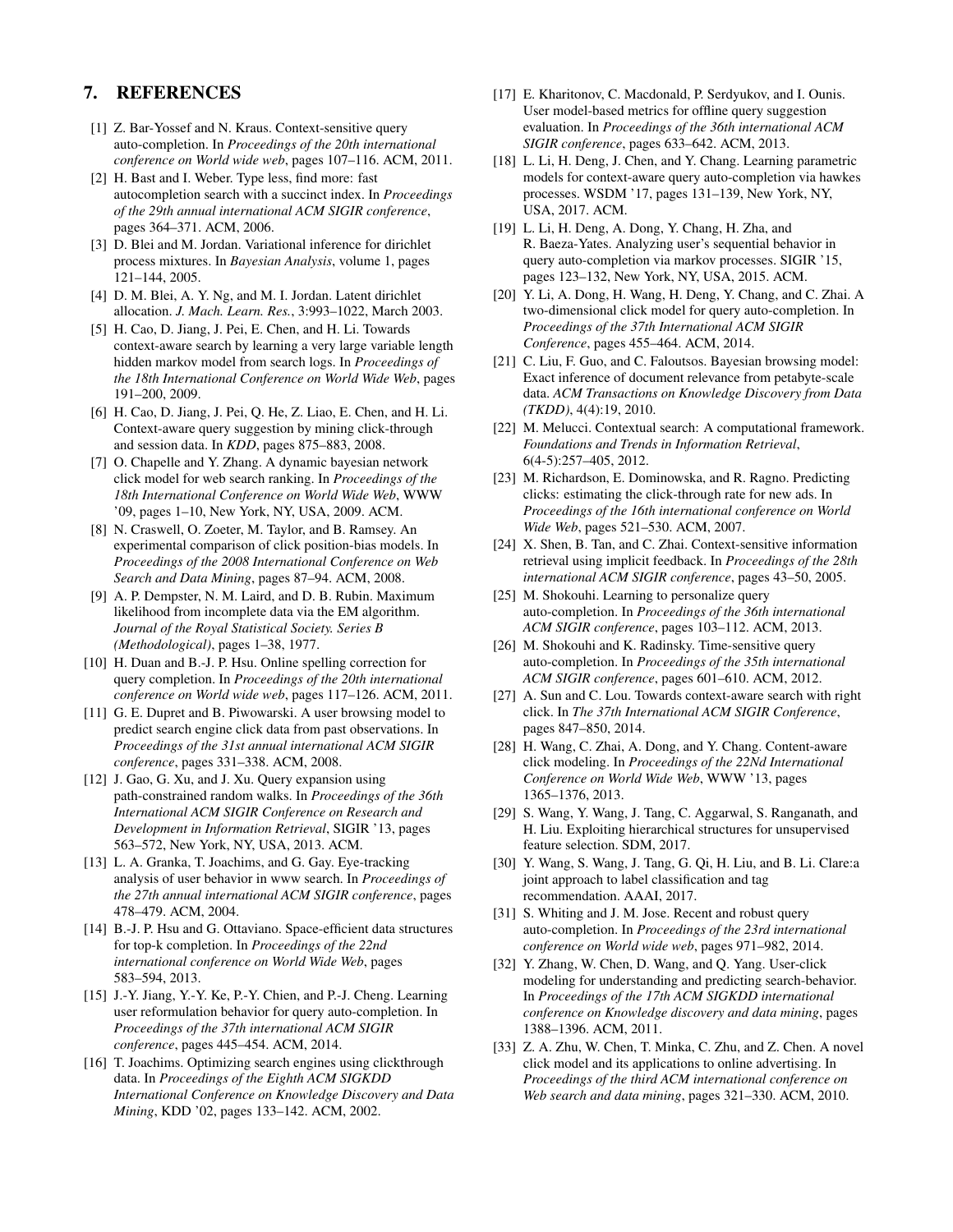## 7. REFERENCES

[1] Z. Bar-Yossef and N. Kraus. Context-sensitive query auto-completion. In *Proceedings of the 20th international conference on World wide web*, pages 107–116. ACM, 2011.

[2] H. Bast and I. Weber. Type less, find more: fast autocompletion search with a succinct index. In *Proceedings of the 29th annual international ACM SIGIR conference*, pages 364–371. ACM, 2006.

[3] D. Blei and M. Jordan. Variational inference for dirichlet process mixtures. In *Bayesian Analysis*, volume 1, pages 121–144, 2005.

[4] D. M. Blei, A. Y. Ng, and M. I. Jordan. Latent dirichlet allocation. *J. Mach. Learn. Res.*, 3:993–1022, March 2003.

[5] H. Cao, D. Jiang, J. Pei, E. Chen, and H. Li. Towards context-aware search by learning a very large variable length hidden markov model from search logs. In *Proceedings of the 18th International Conference on World Wide Web*, pages 191–200, 2009.

[6] H. Cao, D. Jiang, J. Pei, Q. He, Z. Liao, E. Chen, and H. Li. Context-aware query suggestion by mining click-through and session data. In *KDD*, pages 875–883, 2008.

[7] O. Chapelle and Y. Zhang. A dynamic bayesian network click model for web search ranking. In *Proceedings of the 18th International Conference on World Wide Web*, WWW '09, pages 1–10, New York, NY, USA, 2009. ACM.

[8] N. Craswell, O. Zoeter, M. Taylor, and B. Ramsey. An experimental comparison of click position-bias models. In *Proceedings of the 2008 International Conference on Web Search and Data Mining*, pages 87–94. ACM, 2008.

[9] A. P. Dempster, N. M. Laird, and D. B. Rubin. Maximum likelihood from incomplete data via the EM algorithm. *Journal of the Royal Statistical Society. Series B (Methodological)*, pages 1–38, 1977.

[10] H. Duan and B.-J. P. Hsu. Online spelling correction for query completion. In *Proceedings of the 20th international conference on World wide web*, pages 117–126. ACM, 2011.

[11] G. E. Dupret and B. Piwowarski. A user browsing model to predict search engine click data from past observations. In *Proceedings of the 31st annual international ACM SIGIR conference*, pages 331–338. ACM, 2008.

[12] J. Gao, G. Xu, and J. Xu. Query expansion using path-constrained random walks. In *Proceedings of the 36th International ACM SIGIR Conference on Research and Development in Information Retrieval*, SIGIR '13, pages 563–572, New York, NY, USA, 2013. ACM.

[13] L. A. Granka, T. Joachims, and G. Gay. Eye-tracking analysis of user behavior in www search. In *Proceedings of the 27th annual international ACM SIGIR conference*, pages 478–479. ACM, 2004.

[14] B.-J. P. Hsu and G. Ottaviano. Space-efficient data structures for top-k completion. In *Proceedings of the 22nd international conference on World Wide Web*, pages 583–594, 2013.

[15] J.-Y. Jiang, Y.-Y. Ke, P.-Y. Chien, and P.-J. Cheng. Learning user reformulation behavior for query auto-completion. In *Proceedings of the 37th international ACM SIGIR conference*, pages 445–454. ACM, 2014.

[16] T. Joachims. Optimizing search engines using clickthrough data. In *Proceedings of the Eighth ACM SIGKDD International Conference on Knowledge Discovery and Data Mining*, KDD '02, pages 133–142. ACM, 2002.

[17] E. Kharitonov, C. Macdonald, P. Serdyukov, and I. Ounis. User model-based metrics for offline query suggestion evaluation. In *Proceedings of the 36th international ACM SIGIR conference*, pages 633–642. ACM, 2013.

[18] L. Li, H. Deng, J. Chen, and Y. Chang. Learning parametric models for context-aware query auto-completion via hawkes processes. WSDM '17, pages 131–139, New York, NY, USA, 2017. ACM.

[19] L. Li, H. Deng, A. Dong, Y. Chang, H. Zha, and R. Baeza-Yates. Analyzing user's sequential behavior in query auto-completion via markov processes. SIGIR '15, pages 123–132, New York, NY, USA, 2015. ACM.

[20] Y. Li, A. Dong, H. Wang, H. Deng, Y. Chang, and C. Zhai. A two-dimensional click model for query auto-completion. In *Proceedings of the 37th International ACM SIGIR Conference*, pages 455–464. ACM, 2014.

[21] C. Liu, F. Guo, and C. Faloutsos. Bayesian browsing model: Exact inference of document relevance from petabyte-scale data. *ACM Transactions on Knowledge Discovery from Data (TKDD)*, 4(4):19, 2010.

[22] M. Melucci. Contextual search: A computational framework. *Foundations and Trends in Information Retrieval*, 6(4-5):257–405, 2012.

[23] M. Richardson, E. Dominowska, and R. Ragno. Predicting clicks: estimating the click-through rate for new ads. In *Proceedings of the 16th international conference on World Wide Web*, pages 521–530. ACM, 2007.

[24] X. Shen, B. Tan, and C. Zhai. Context-sensitive information retrieval using implicit feedback. In *Proceedings of the 28th international ACM SIGIR conference*, pages 43–50, 2005.

[25] M. Shokouhi. Learning to personalize query auto-completion. In *Proceedings of the 36th international ACM SIGIR conference*, pages 103–112. ACM, 2013.

[26] M. Shokouhi and K. Radinsky. Time-sensitive query auto-completion. In *Proceedings of the 35th international ACM SIGIR conference*, pages 601–610. ACM, 2012.

[27] A. Sun and C. Lou. Towards context-aware search with right click. In *The 37th International ACM SIGIR Conference*, pages 847–850, 2014.

[28] H. Wang, C. Zhai, A. Dong, and Y. Chang. Content-aware click modeling. In *Proceedings of the 22Nd International Conference on World Wide Web*, WWW '13, pages 1365–1376, 2013.

[29] S. Wang, Y. Wang, J. Tang, C. Aggarwal, S. Ranganath, and H. Liu. Exploiting hierarchical structures for unsupervised feature selection. SDM, 2017.

[30] Y. Wang, S. Wang, J. Tang, G. Qi, H. Liu, and B. Li. Clare:a joint approach to label classification and tag recommendation. AAAI, 2017.

[31] S. Whiting and J. M. Jose. Recent and robust query auto-completion. In *Proceedings of the 23rd international conference on World wide web*, pages 971–982, 2014.

[32] Y. Zhang, W. Chen, D. Wang, and Q. Yang. User-click modeling for understanding and predicting search-behavior. In *Proceedings of the 17th ACM SIGKDD international conference on Knowledge discovery and data mining*, pages 1388–1396. ACM, 2011.

[33] Z. A. Zhu, W. Chen, T. Minka, C. Zhu, and Z. Chen. A novel click model and its applications to online advertising. In *Proceedings of the third ACM international conference on Web search and data mining*, pages 321–330. ACM, 2010.